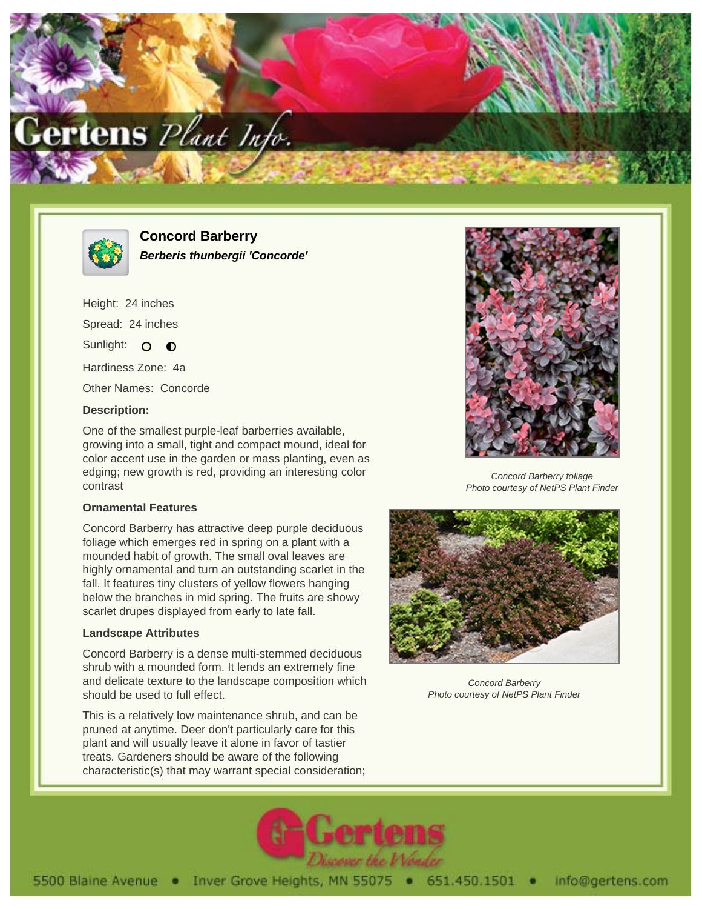# Concord Barberry

***Berberis thunbergii 'Concorde'***

Height: 24 inches

Spread: 24 inches

Sunlight: ○ ◐

Hardiness Zone: 4a

Other Names: Concorde

**Description:**

One of the smallest purple-leaf barberries available, growing into a small, tight and compact mound, ideal for color accent use in the garden or mass planting, even as edging; new growth is red, providing an interesting color contrast

### Ornamental Features

Concord Barberry has attractive deep purple deciduous foliage which emerges red in spring on a plant with a mounded habit of growth. The small oval leaves are highly ornamental and turn an outstanding scarlet in the fall. It features tiny clusters of yellow flowers hanging below the branches in mid spring. The fruits are showy scarlet drupes displayed from early to late fall.

### Landscape Attributes

Concord Barberry is a dense multi-stemmed deciduous shrub with a mounded form. It lends an extremely fine and delicate texture to the landscape composition which should be used to full effect.

This is a relatively low maintenance shrub, and can be pruned at anytime. Deer don't particularly care for this plant and will usually leave it alone in favor of tastier treats. Gardeners should be aware of the following characteristic(s) that may warrant special consideration;

*Concord Barberry foliage*
*Photo courtesy of NetPS Plant Finder*

*Concord Barberry*
*Photo courtesy of NetPS Plant Finder*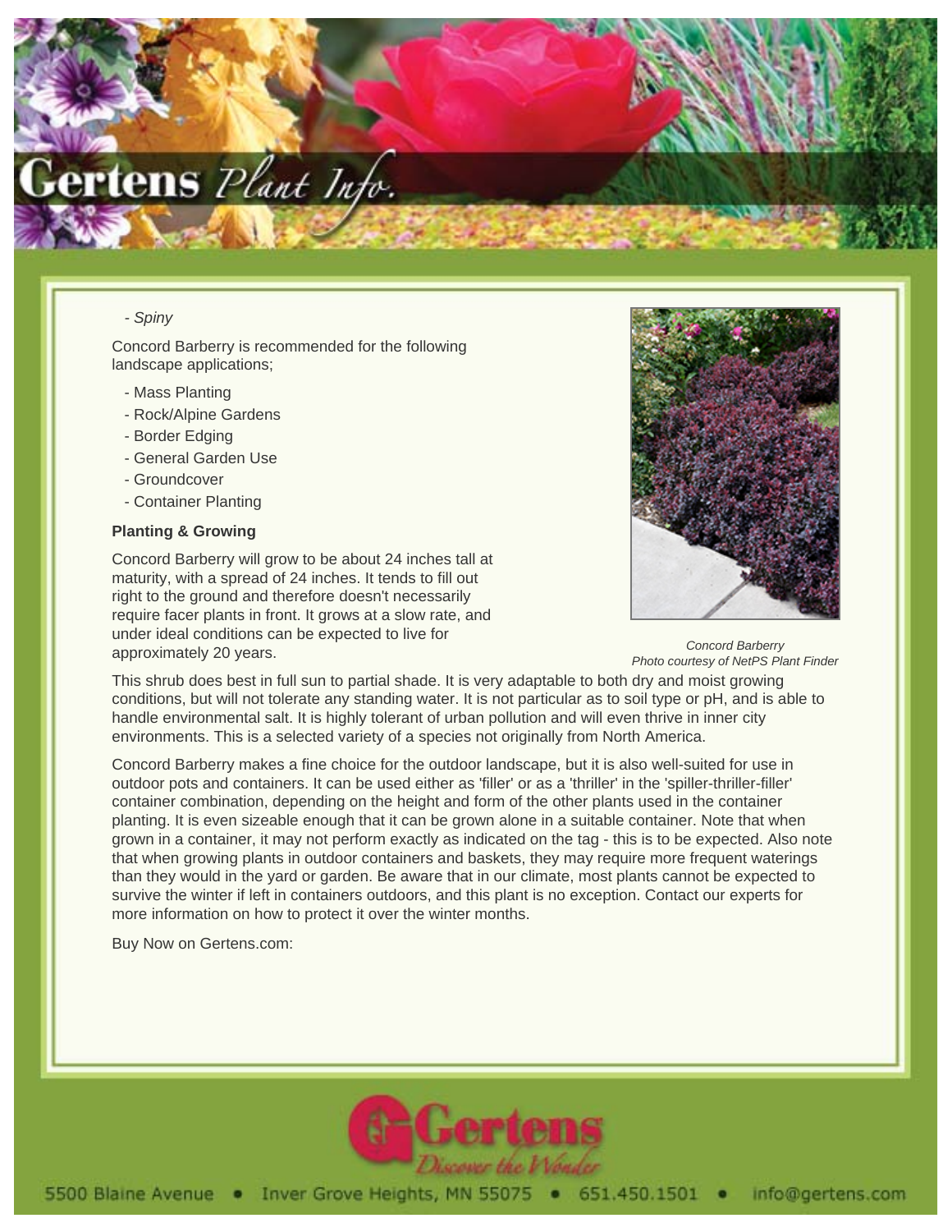- *Spiny*

Concord Barberry is recommended for the following landscape applications;

- Mass Planting
- Rock/Alpine Gardens
- Border Edging
- General Garden Use
- Groundcover
- Container Planting

**Planting & Growing**

Concord Barberry will grow to be about 24 inches tall at maturity, with a spread of 24 inches. It tends to fill out right to the ground and therefore doesn't necessarily require facer plants in front. It grows at a slow rate, and under ideal conditions can be expected to live for approximately 20 years.

*Concord Barberry*
*Photo courtesy of NetPS Plant Finder*

This shrub does best in full sun to partial shade. It is very adaptable to both dry and moist growing conditions, but will not tolerate any standing water. It is not particular as to soil type or pH, and is able to handle environmental salt. It is highly tolerant of urban pollution and will even thrive in inner city environments. This is a selected variety of a species not originally from North America.

Concord Barberry makes a fine choice for the outdoor landscape, but it is also well-suited for use in outdoor pots and containers. It can be used either as 'filler' or as a 'thriller' in the 'spiller-thriller-filler' container combination, depending on the height and form of the other plants used in the container planting. It is even sizeable enough that it can be grown alone in a suitable container. Note that when grown in a container, it may not perform exactly as indicated on the tag - this is to be expected. Also note that when growing plants in outdoor containers and baskets, they may require more frequent waterings than they would in the yard or garden. Be aware that in our climate, most plants cannot be expected to survive the winter if left in containers outdoors, and this plant is no exception. Contact our experts for more information on how to protect it over the winter months.

Buy Now on Gertens.com:

5500 Blaine Avenue • Inver Grove Heights, MN 55075 • 651.450.1501 • info@gertens.com